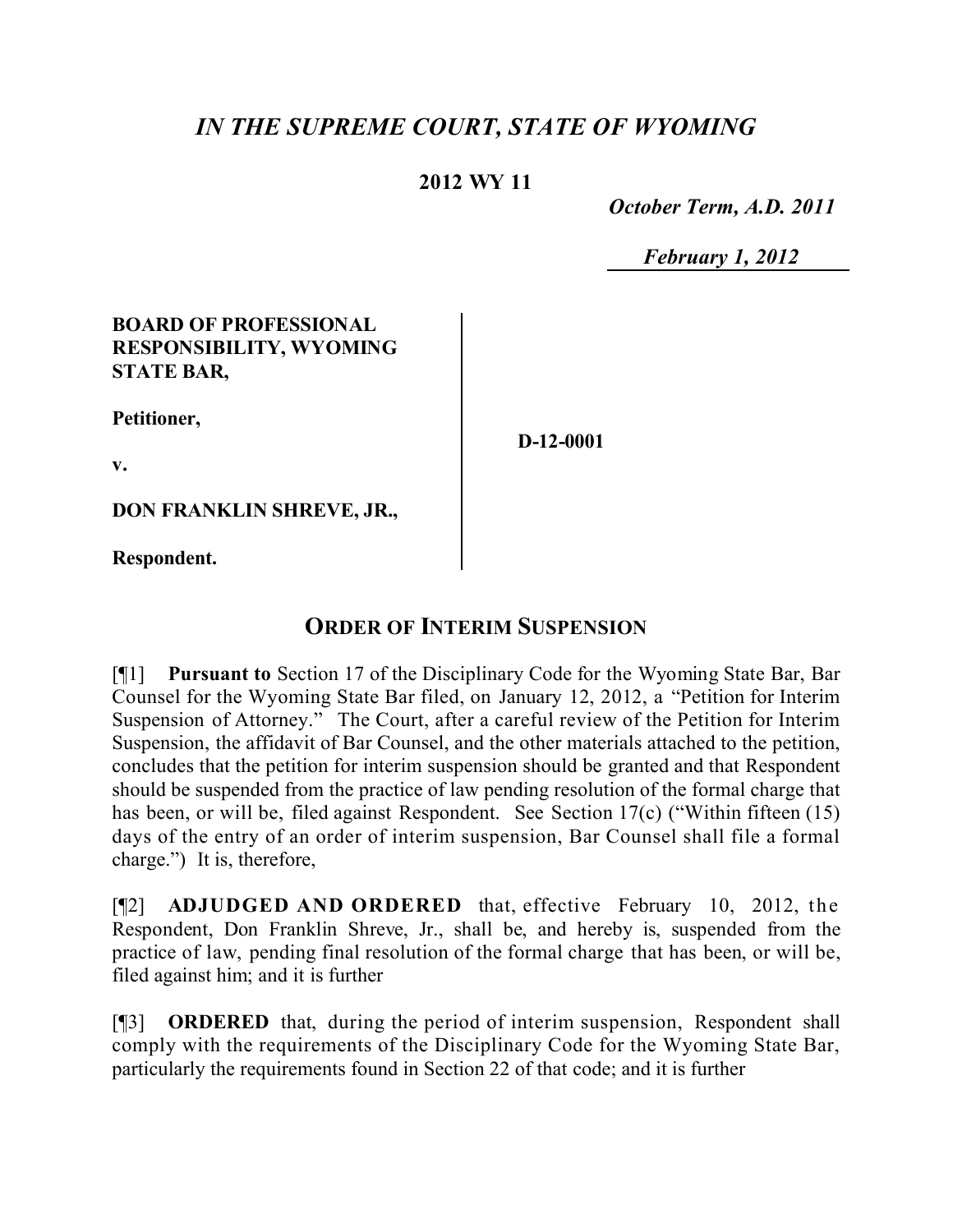# *IN THE SUPREME COURT, STATE OF WYOMING*

**2012 WY 11**

***October Term, A.D. 2011***

***February 1, 2012***

**BOARD OF PROFESSIONAL RESPONSIBILITY, WYOMING STATE BAR,**

**Petitioner,**

**v.**

**DON FRANKLIN SHREVE, JR.,**

**Respondent.**

**D-12-0001**

## ORDER OF INTERIM SUSPENSION

[¶1] **Pursuant to** Section 17 of the Disciplinary Code for the Wyoming State Bar, Bar Counsel for the Wyoming State Bar filed, on January 12, 2012, a "Petition for Interim Suspension of Attorney." The Court, after a careful review of the Petition for Interim Suspension, the affidavit of Bar Counsel, and the other materials attached to the petition, concludes that the petition for interim suspension should be granted and that Respondent should be suspended from the practice of law pending resolution of the formal charge that has been, or will be, filed against Respondent. See Section 17(c) ("Within fifteen (15) days of the entry of an order of interim suspension, Bar Counsel shall file a formal charge.") It is, therefore,

[¶2] **ADJUDGED AND ORDERED** that, effective February 10, 2012, the Respondent, Don Franklin Shreve, Jr., shall be, and hereby is, suspended from the practice of law, pending final resolution of the formal charge that has been, or will be, filed against him; and it is further

[¶3] **ORDERED** that, during the period of interim suspension, Respondent shall comply with the requirements of the Disciplinary Code for the Wyoming State Bar, particularly the requirements found in Section 22 of that code; and it is further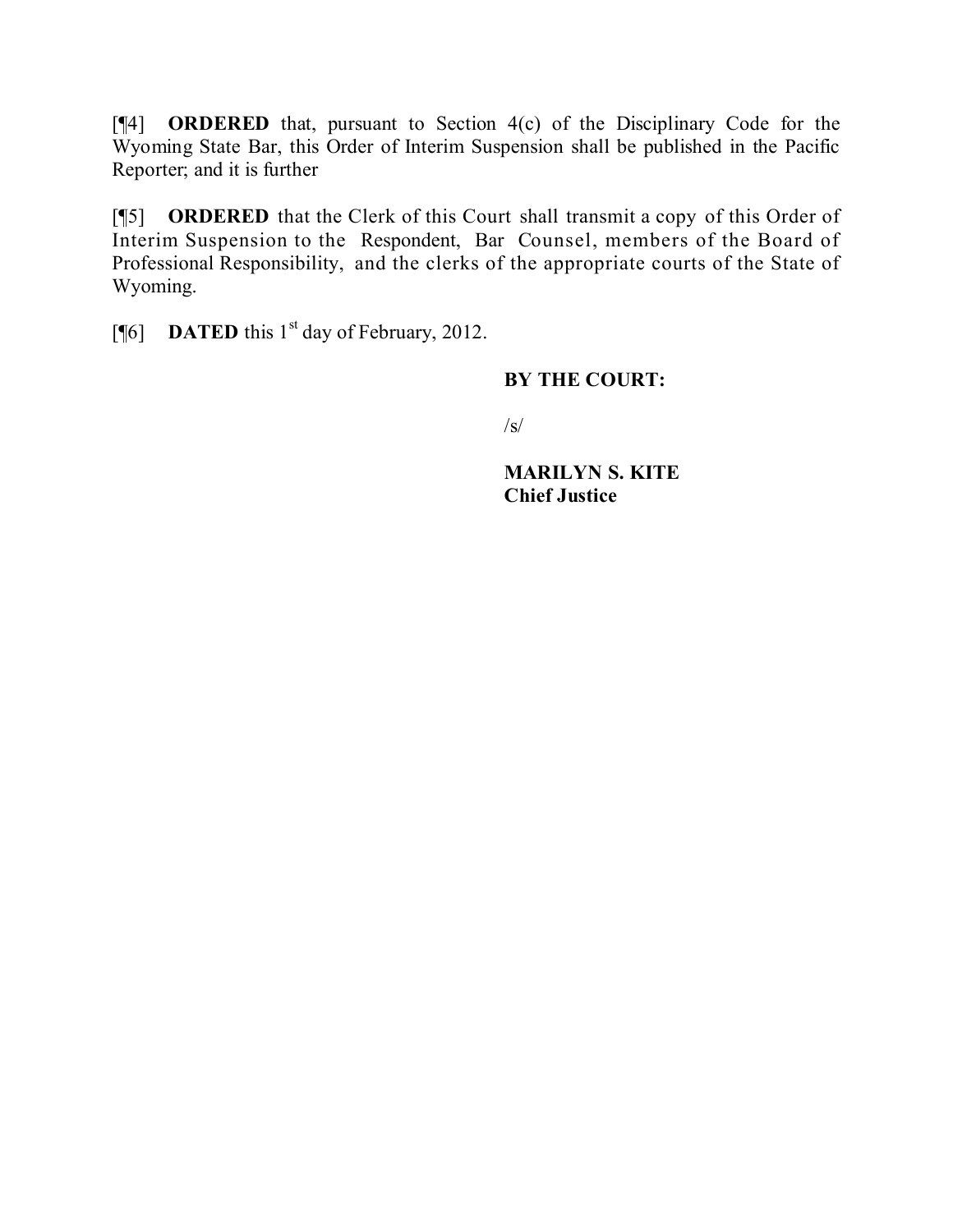[¶4] **ORDERED** that, pursuant to Section 4(c) of the Disciplinary Code for the Wyoming State Bar, this Order of Interim Suspension shall be published in the Pacific Reporter; and it is further

[¶5] **ORDERED** that the Clerk of this Court shall transmit a copy of this Order of Interim Suspension to the Respondent, Bar Counsel, members of the Board of Professional Responsibility, and the clerks of the appropriate courts of the State of Wyoming.

[¶6] **DATED** this 1st day of February, 2012.

**BY THE COURT:**

/s/

**MARILYN S. KITE**
**Chief Justice**